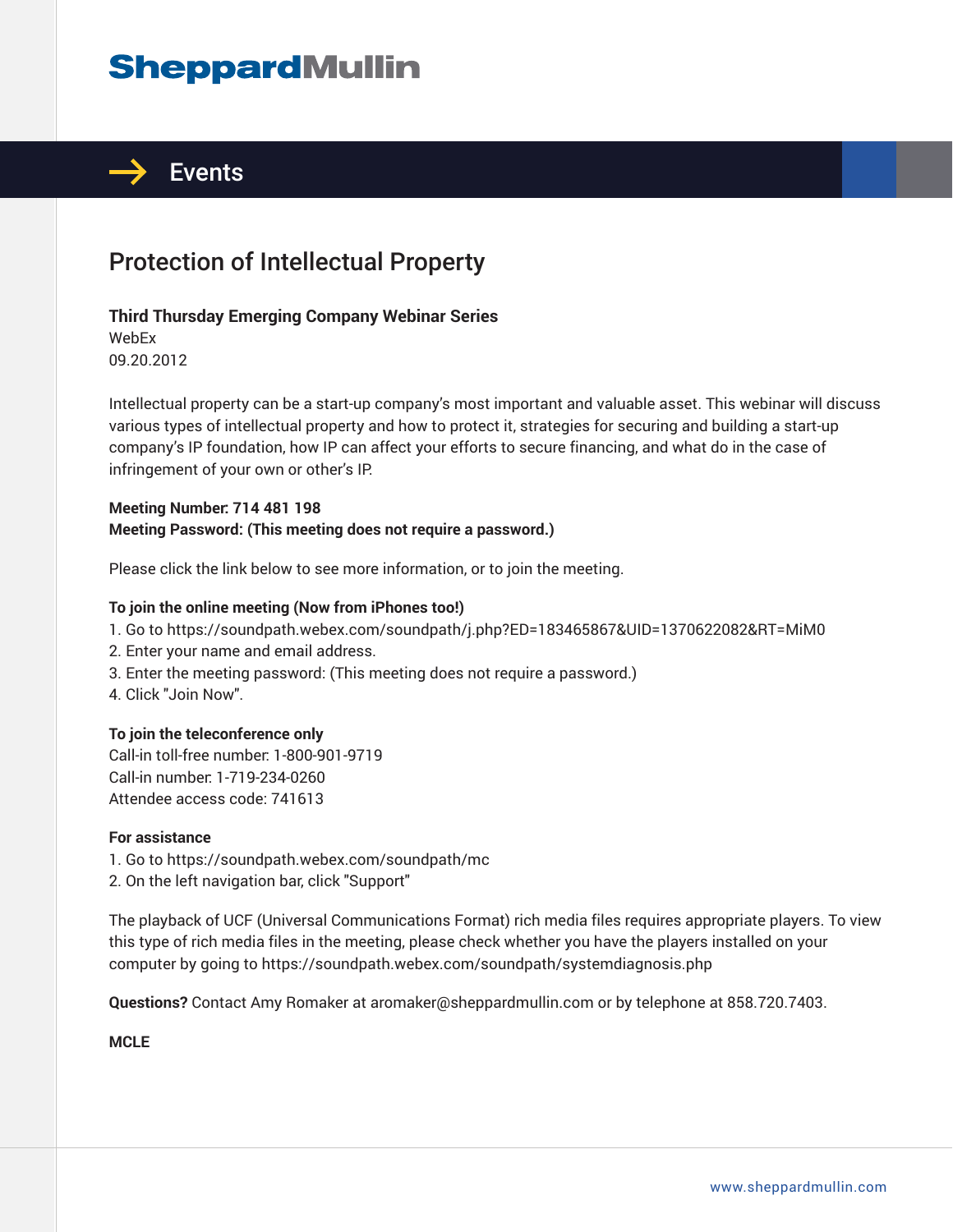# SheppardMullin

## Events

# Protection of Intellectual Property

**Third Thursday Emerging Company Webinar Series**
WebEx
09.20.2012

Intellectual property can be a start-up company's most important and valuable asset. This webinar will discuss various types of intellectual property and how to protect it, strategies for securing and building a start-up company's IP foundation, how IP can affect your efforts to secure financing, and what do in the case of infringement of your own or other's IP.

**Meeting Number: 714 481 198**
**Meeting Password: (This meeting does not require a password.)**

Please click the link below to see more information, or to join the meeting.

**To join the online meeting (Now from iPhones too!)**
1. Go to https://soundpath.webex.com/soundpath/j.php?ED=183465867&UID=1370622082&RT=MiM0
2. Enter your name and email address.
3. Enter the meeting password: (This meeting does not require a password.)
4. Click "Join Now".

**To join the teleconference only**
Call-in toll-free number: 1-800-901-9719
Call-in number: 1-719-234-0260
Attendee access code: 741613

**For assistance**
1. Go to https://soundpath.webex.com/soundpath/mc
2. On the left navigation bar, click "Support"

The playback of UCF (Universal Communications Format) rich media files requires appropriate players. To view this type of rich media files in the meeting, please check whether you have the players installed on your computer by going to https://soundpath.webex.com/soundpath/systemdiagnosis.php

**Questions?** Contact Amy Romaker at aromaker@sheppardmullin.com or by telephone at 858.720.7403.

**MCLE**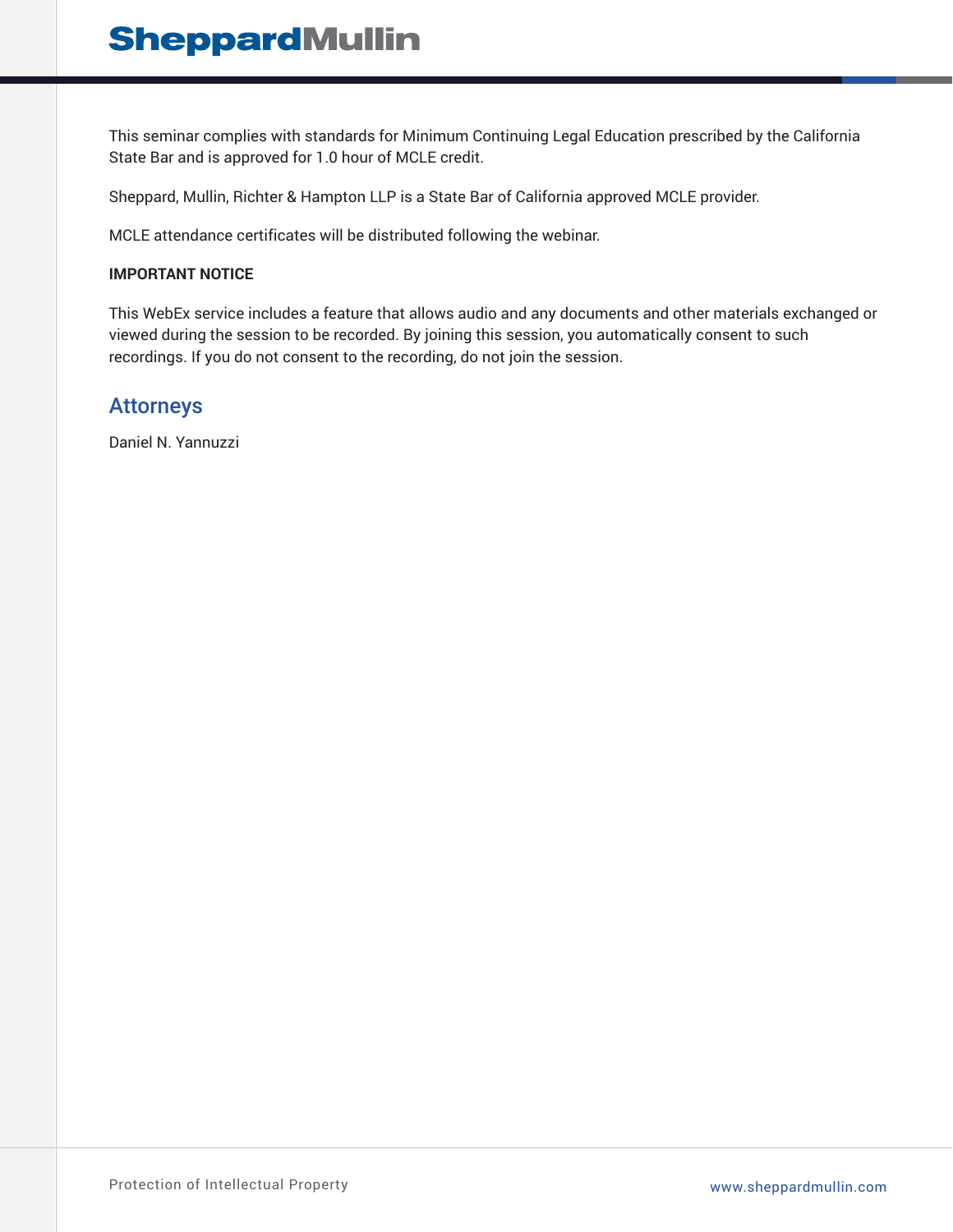This seminar complies with standards for Minimum Continuing Legal Education prescribed by the California State Bar and is approved for 1.0 hour of MCLE credit.

Sheppard, Mullin, Richter & Hampton LLP is a State Bar of California approved MCLE provider.

MCLE attendance certificates will be distributed following the webinar.

**IMPORTANT NOTICE**

This WebEx service includes a feature that allows audio and any documents and other materials exchanged or viewed during the session to be recorded. By joining this session, you automatically consent to such recordings. If you do not consent to the recording, do not join the session.

## Attorneys

Daniel N. Yannuzzi